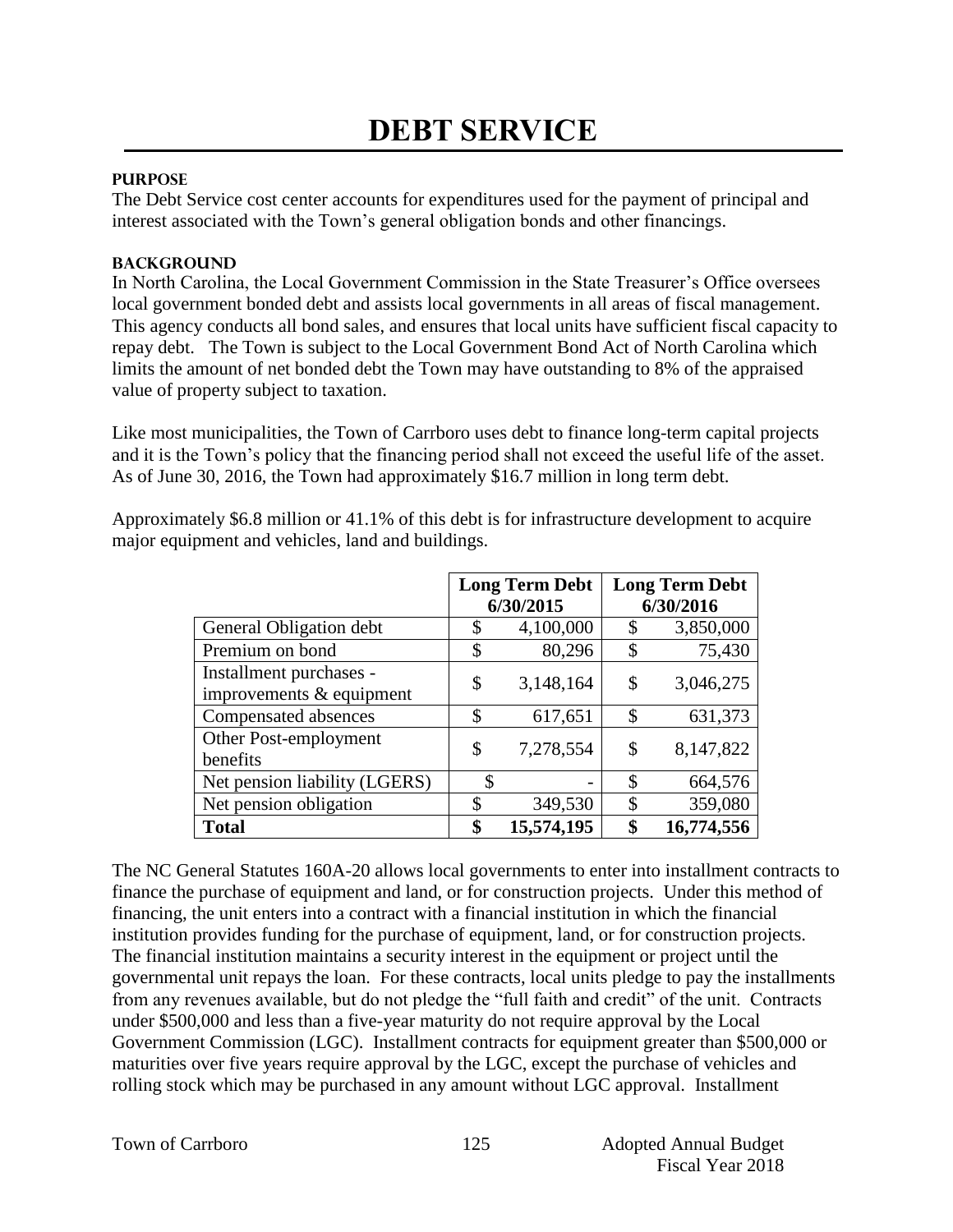# DEBT SERVICE

### PURPOSE

The Debt Service cost center accounts for expenditures used for the payment of principal and interest associated with the Town's general obligation bonds and other financings.

### BACKGROUND

In North Carolina, the Local Government Commission in the State Treasurer's Office oversees local government bonded debt and assists local governments in all areas of fiscal management. This agency conducts all bond sales, and ensures that local units have sufficient fiscal capacity to repay debt. The Town is subject to the Local Government Bond Act of North Carolina which limits the amount of net bonded debt the Town may have outstanding to 8% of the appraised value of property subject to taxation.

Like most municipalities, the Town of Carrboro uses debt to finance long-term capital projects and it is the Town's policy that the financing period shall not exceed the useful life of the asset. As of June 30, 2016, the Town had approximately $16.7 million in long term debt.

Approximately $6.8 million or 41.1% of this debt is for infrastructure development to acquire major equipment and vehicles, land and buildings.

| | Long Term Debt 6/30/2015 | Long Term Debt 6/30/2016 |
|---|---|---|
| General Obligation debt | $ 4,100,000 | $ 3,850,000 |
| Premium on bond | $ 80,296 | $ 75,430 |
| Installment purchases - improvements & equipment | $ 3,148,164 | $ 3,046,275 |
| Compensated absences | $ 617,651 | $ 631,373 |
| Other Post-employment benefits | $ 7,278,554 | $ 8,147,822 |
| Net pension liability (LGERS) | $ - | $ 664,576 |
| Net pension obligation | $ 349,530 | $ 359,080 |
| **Total** | **$ 15,574,195** | **$ 16,774,556** |

The NC General Statutes 160A-20 allows local governments to enter into installment contracts to finance the purchase of equipment and land, or for construction projects. Under this method of financing, the unit enters into a contract with a financial institution in which the financial institution provides funding for the purchase of equipment, land, or for construction projects. The financial institution maintains a security interest in the equipment or project until the governmental unit repays the loan. For these contracts, local units pledge to pay the installments from any revenues available, but do not pledge the "full faith and credit" of the unit. Contracts under $500,000 and less than a five-year maturity do not require approval by the Local Government Commission (LGC). Installment contracts for equipment greater than $500,000 or maturities over five years require approval by the LGC, except the purchase of vehicles and rolling stock which may be purchased in any amount without LGC approval. Installment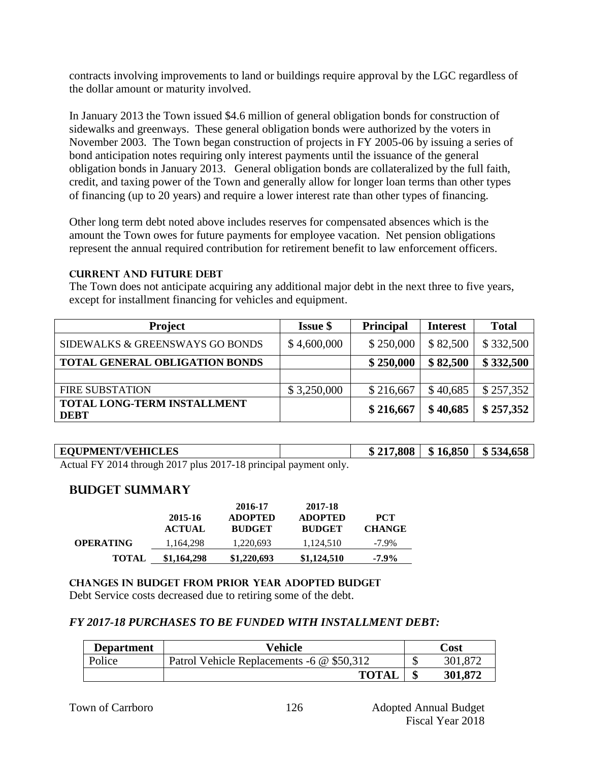contracts involving improvements to land or buildings require approval by the LGC regardless of the dollar amount or maturity involved.

In January 2013 the Town issued $4.6 million of general obligation bonds for construction of sidewalks and greenways. These general obligation bonds were authorized by the voters in November 2003. The Town began construction of projects in FY 2005-06 by issuing a series of bond anticipation notes requiring only interest payments until the issuance of the general obligation bonds in January 2013. General obligation bonds are collateralized by the full faith, credit, and taxing power of the Town and generally allow for longer loan terms than other types of financing (up to 20 years) and require a lower interest rate than other types of financing.

Other long term debt noted above includes reserves for compensated absences which is the amount the Town owes for future payments for employee vacation. Net pension obligations represent the annual required contribution for retirement benefit to law enforcement officers.

### CURRENT AND FUTURE DEBT

The Town does not anticipate acquiring any additional major debt in the next three to five years, except for installment financing for vehicles and equipment.

| Project | Issue $ | Principal | Interest | Total |
|---|---|---|---|---|
| SIDEWALKS & GREENSWAYS GO BONDS | $ 4,600,000 | $ 250,000 | $ 82,500 | $ 332,500 |
| **TOTAL GENERAL OBLIGATION BONDS** | | **$ 250,000** | **$ 82,500** | **$ 332,500** |
| | | | | |
| FIRE SUBSTATION | $ 3,250,000 | $ 216,667 | $ 40,685 | $ 257,352 |
| **TOTAL LONG-TERM INSTALLMENT DEBT** | | **$ 216,667** | **$ 40,685** | **$ 257,352** |

| | | | | |
|---|---|---|---|---|
| **EQUPMENT/VEHICLES** | | **$ 217,808** | **$ 16,850** | **$ 534,658** |

Actual FY 2014 through 2017 plus 2017-18 principal payment only.

## BUDGET SUMMARY

| | 2015-16 ACTUAL | 2016-17 ADOPTED BUDGET | 2017-18 ADOPTED BUDGET | PCT CHANGE |
|---|---|---|---|---|
| **OPERATING** | 1,164,298 | 1,220,693 | 1,124,510 | -7.9% |
| **TOTAL** | **$1,164,298** | **$1,220,693** | **$1,124,510** | **-7.9%** |

### CHANGES IN BUDGET FROM PRIOR YEAR ADOPTED BUDGET

Debt Service costs decreased due to retiring some of the debt.

### *FY 2017-18 PURCHASES TO BE FUNDED WITH INSTALLMENT DEBT:*

| Department | Vehicle | Cost |
|---|---|---|
| Police | Patrol Vehicle Replacements -6 @ $50,312 | $ 301,872 |
| | **TOTAL** | **$ 301,872** |